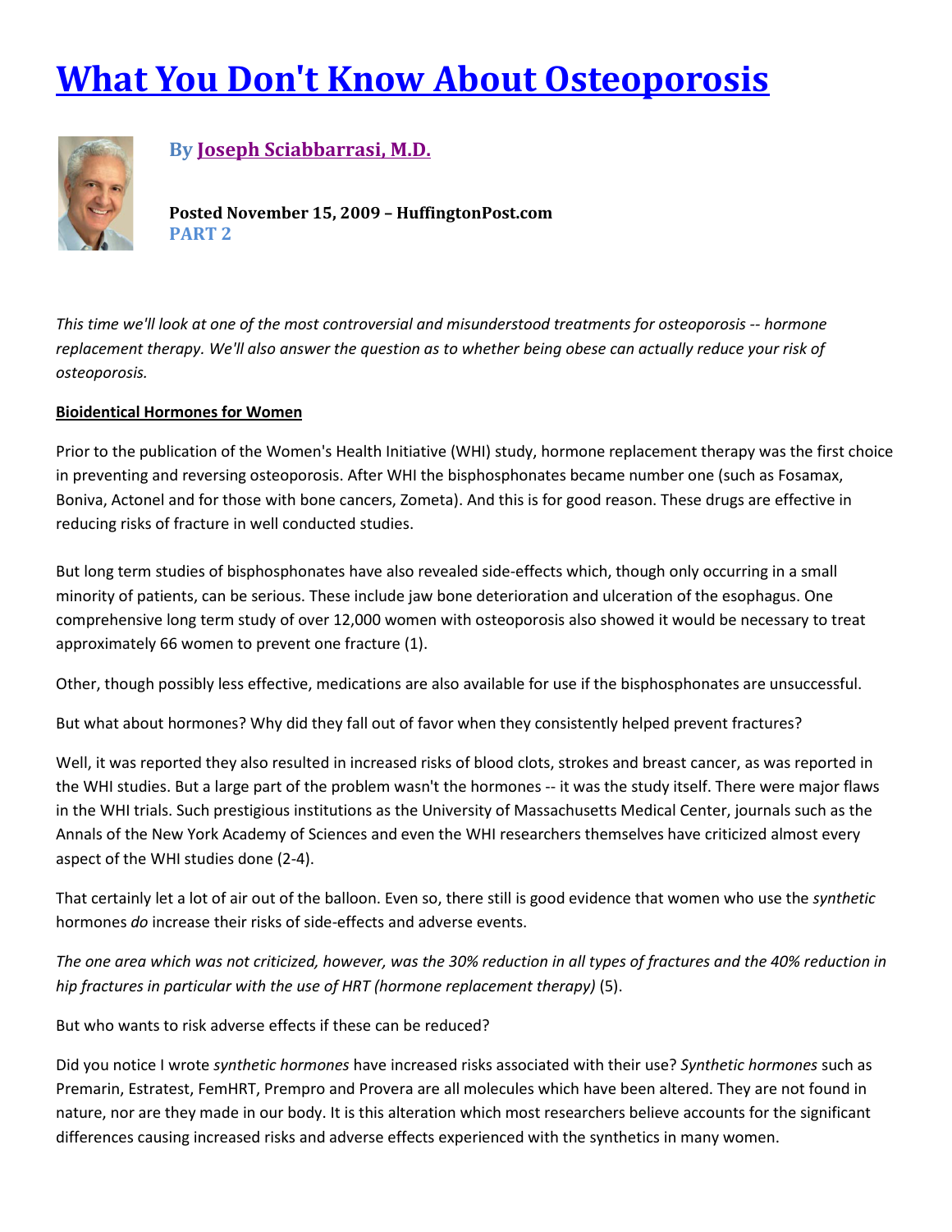# What You Don't Know About Osteoporosis

**By Joseph Sciabbarrasi, M.D.**

**Posted November 15, 2009 – HuffingtonPost.com**
**PART 2**

*This time we'll look at one of the most controversial and misunderstood treatments for osteoporosis -- hormone replacement therapy. We'll also answer the question as to whether being obese can actually reduce your risk of osteoporosis.*

**Bioidentical Hormones for Women**

Prior to the publication of the Women's Health Initiative (WHI) study, hormone replacement therapy was the first choice in preventing and reversing osteoporosis. After WHI the bisphosphonates became number one (such as Fosamax, Boniva, Actonel and for those with bone cancers, Zometa). And this is for good reason. These drugs are effective in reducing risks of fracture in well conducted studies.

But long term studies of bisphosphonates have also revealed side-effects which, though only occurring in a small minority of patients, can be serious. These include jaw bone deterioration and ulceration of the esophagus. One comprehensive long term study of over 12,000 women with osteoporosis also showed it would be necessary to treat approximately 66 women to prevent one fracture (1).

Other, though possibly less effective, medications are also available for use if the bisphosphonates are unsuccessful.

But what about hormones? Why did they fall out of favor when they consistently helped prevent fractures?

Well, it was reported they also resulted in increased risks of blood clots, strokes and breast cancer, as was reported in the WHI studies. But a large part of the problem wasn't the hormones -- it was the study itself. There were major flaws in the WHI trials. Such prestigious institutions as the University of Massachusetts Medical Center, journals such as the Annals of the New York Academy of Sciences and even the WHI researchers themselves have criticized almost every aspect of the WHI studies done (2-4).

That certainly let a lot of air out of the balloon. Even so, there still is good evidence that women who use the *synthetic* hormones *do* increase their risks of side-effects and adverse events.

*The one area which was not criticized, however, was the 30% reduction in all types of fractures and the 40% reduction in hip fractures in particular with the use of HRT (hormone replacement therapy)* (5).

But who wants to risk adverse effects if these can be reduced?

Did you notice I wrote *synthetic hormones* have increased risks associated with their use? *Synthetic hormones* such as Premarin, Estratest, FemHRT, Prempro and Provera are all molecules which have been altered. They are not found in nature, nor are they made in our body. It is this alteration which most researchers believe accounts for the significant differences causing increased risks and adverse effects experienced with the synthetics in many women.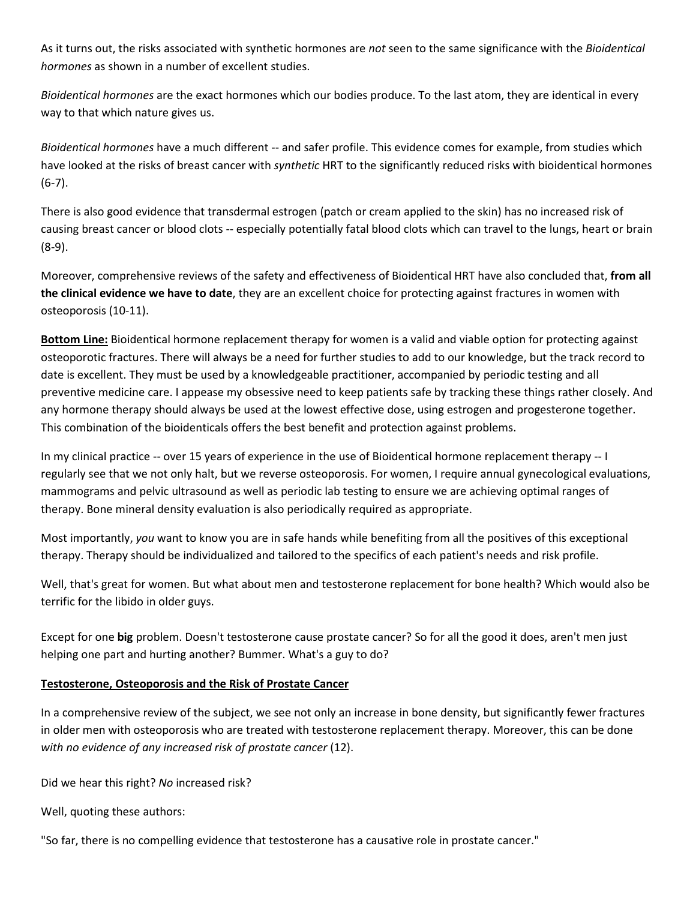As it turns out, the risks associated with synthetic hormones are *not* seen to the same significance with the *Bioidentical hormones* as shown in a number of excellent studies.

*Bioidentical hormones* are the exact hormones which our bodies produce. To the last atom, they are identical in every way to that which nature gives us.

*Bioidentical hormones* have a much different -- and safer profile. This evidence comes for example, from studies which have looked at the risks of breast cancer with *synthetic* HRT to the significantly reduced risks with bioidentical hormones (6-7).

There is also good evidence that transdermal estrogen (patch or cream applied to the skin) has no increased risk of causing breast cancer or blood clots -- especially potentially fatal blood clots which can travel to the lungs, heart or brain (8-9).

Moreover, comprehensive reviews of the safety and effectiveness of Bioidentical HRT have also concluded that, **from all the clinical evidence we have to date**, they are an excellent choice for protecting against fractures in women with osteoporosis (10-11).

**Bottom Line:** Bioidentical hormone replacement therapy for women is a valid and viable option for protecting against osteoporotic fractures. There will always be a need for further studies to add to our knowledge, but the track record to date is excellent. They must be used by a knowledgeable practitioner, accompanied by periodic testing and all preventive medicine care. I appease my obsessive need to keep patients safe by tracking these things rather closely. And any hormone therapy should always be used at the lowest effective dose, using estrogen and progesterone together. This combination of the bioidenticals offers the best benefit and protection against problems.

In my clinical practice -- over 15 years of experience in the use of Bioidentical hormone replacement therapy -- I regularly see that we not only halt, but we reverse osteoporosis. For women, I require annual gynecological evaluations, mammograms and pelvic ultrasound as well as periodic lab testing to ensure we are achieving optimal ranges of therapy. Bone mineral density evaluation is also periodically required as appropriate.

Most importantly, *you* want to know you are in safe hands while benefiting from all the positives of this exceptional therapy. Therapy should be individualized and tailored to the specifics of each patient's needs and risk profile.

Well, that's great for women. But what about men and testosterone replacement for bone health? Which would also be terrific for the libido in older guys.

Except for one **big** problem. Doesn't testosterone cause prostate cancer? So for all the good it does, aren't men just helping one part and hurting another? Bummer. What's a guy to do?

## Testosterone, Osteoporosis and the Risk of Prostate Cancer

In a comprehensive review of the subject, we see not only an increase in bone density, but significantly fewer fractures in older men with osteoporosis who are treated with testosterone replacement therapy. Moreover, this can be done *with no evidence of any increased risk of prostate cancer* (12).

Did we hear this right? *No* increased risk?

Well, quoting these authors:

"So far, there is no compelling evidence that testosterone has a causative role in prostate cancer."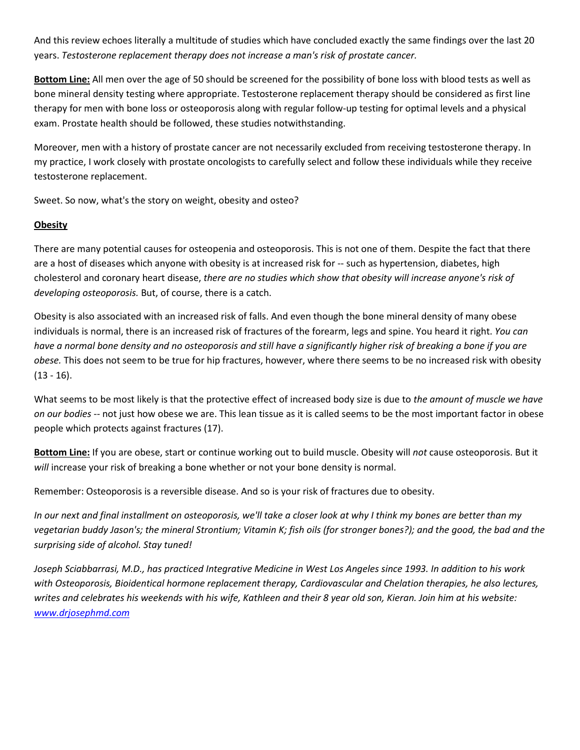And this review echoes literally a multitude of studies which have concluded exactly the same findings over the last 20 years. *Testosterone replacement therapy does not increase a man's risk of prostate cancer.*

**Bottom Line:** All men over the age of 50 should be screened for the possibility of bone loss with blood tests as well as bone mineral density testing where appropriate. Testosterone replacement therapy should be considered as first line therapy for men with bone loss or osteoporosis along with regular follow-up testing for optimal levels and a physical exam. Prostate health should be followed, these studies notwithstanding.

Moreover, men with a history of prostate cancer are not necessarily excluded from receiving testosterone therapy. In my practice, I work closely with prostate oncologists to carefully select and follow these individuals while they receive testosterone replacement.

Sweet. So now, what's the story on weight, obesity and osteo?

**Obesity**

There are many potential causes for osteopenia and osteoporosis. This is not one of them. Despite the fact that there are a host of diseases which anyone with obesity is at increased risk for -- such as hypertension, diabetes, high cholesterol and coronary heart disease, *there are no studies which show that obesity will increase anyone's risk of developing osteoporosis.* But, of course, there is a catch.

Obesity is also associated with an increased risk of falls. And even though the bone mineral density of many obese individuals is normal, there is an increased risk of fractures of the forearm, legs and spine. You heard it right. *You can have a normal bone density and no osteoporosis and still have a significantly higher risk of breaking a bone if you are obese.* This does not seem to be true for hip fractures, however, where there seems to be no increased risk with obesity (13 - 16).

What seems to be most likely is that the protective effect of increased body size is due to *the amount of muscle we have on our bodies* -- not just how obese we are. This lean tissue as it is called seems to be the most important factor in obese people which protects against fractures (17).

**Bottom Line:** If you are obese, start or continue working out to build muscle. Obesity will *not* cause osteoporosis. But it *will* increase your risk of breaking a bone whether or not your bone density is normal.

Remember: Osteoporosis is a reversible disease. And so is your risk of fractures due to obesity.

*In our next and final installment on osteoporosis, we'll take a closer look at why I think my bones are better than my vegetarian buddy Jason's; the mineral Strontium; Vitamin K; fish oils (for stronger bones?); and the good, the bad and the surprising side of alcohol. Stay tuned!*

*Joseph Sciabbarrasi, M.D., has practiced Integrative Medicine in West Los Angeles since 1993. In addition to his work with Osteoporosis, Bioidentical hormone replacement therapy, Cardiovascular and Chelation therapies, he also lectures, writes and celebrates his weekends with his wife, Kathleen and their 8 year old son, Kieran. Join him at his website: [www.drjosephmd.com](www.drjosephmd.com)*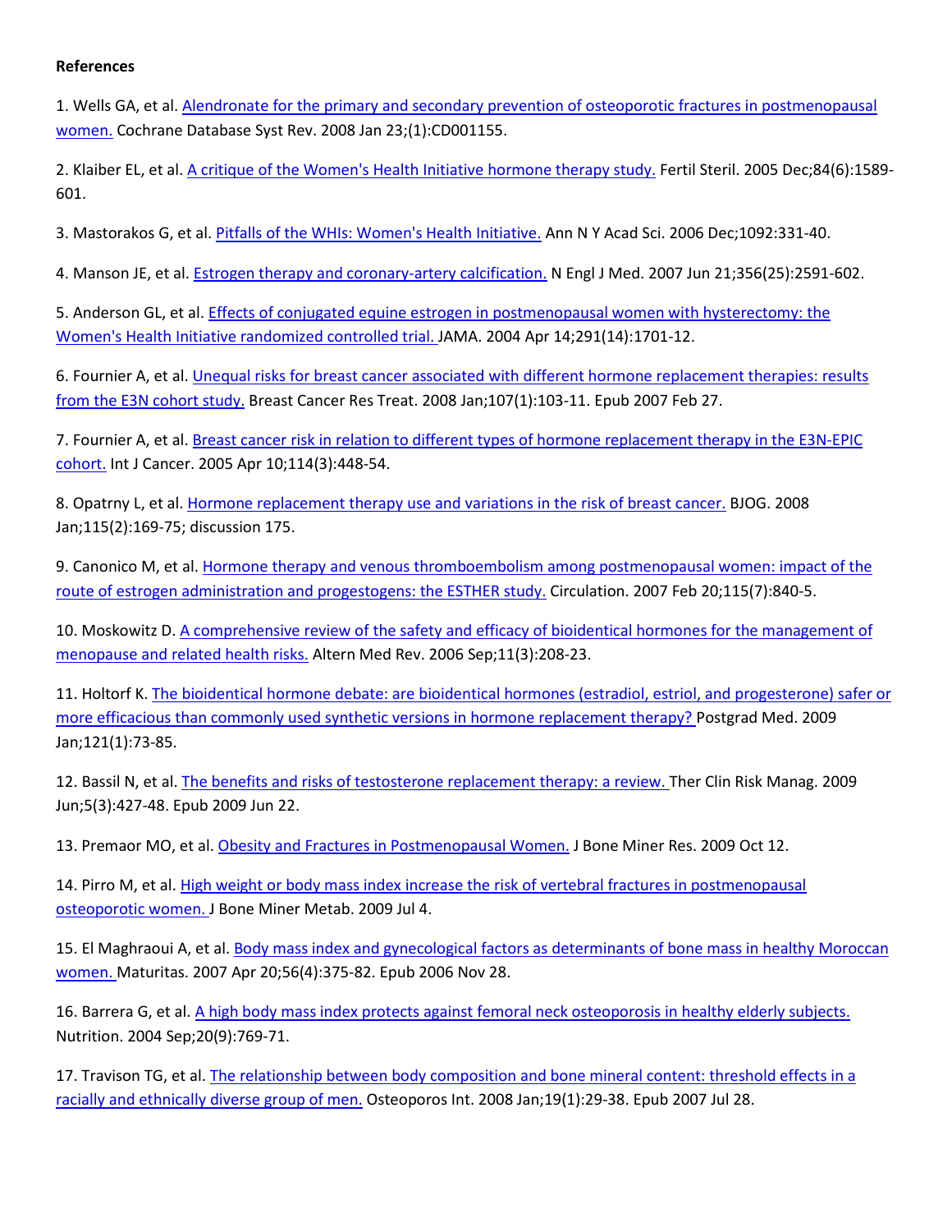**References**

1. Wells GA, et al. Alendronate for the primary and secondary prevention of osteoporotic fractures in postmenopausal women. Cochrane Database Syst Rev. 2008 Jan 23;(1):CD001155.

2. Klaiber EL, et al. A critique of the Women's Health Initiative hormone therapy study. Fertil Steril. 2005 Dec;84(6):1589-601.

3. Mastorakos G, et al. Pitfalls of the WHIs: Women's Health Initiative. Ann N Y Acad Sci. 2006 Dec;1092:331-40.

4. Manson JE, et al. Estrogen therapy and coronary-artery calcification. N Engl J Med. 2007 Jun 21;356(25):2591-602.

5. Anderson GL, et al. Effects of conjugated equine estrogen in postmenopausal women with hysterectomy: the Women's Health Initiative randomized controlled trial. JAMA. 2004 Apr 14;291(14):1701-12.

6. Fournier A, et al. Unequal risks for breast cancer associated with different hormone replacement therapies: results from the E3N cohort study. Breast Cancer Res Treat. 2008 Jan;107(1):103-11. Epub 2007 Feb 27.

7. Fournier A, et al. Breast cancer risk in relation to different types of hormone replacement therapy in the E3N-EPIC cohort. Int J Cancer. 2005 Apr 10;114(3):448-54.

8. Opatrny L, et al. Hormone replacement therapy use and variations in the risk of breast cancer. BJOG. 2008 Jan;115(2):169-75; discussion 175.

9. Canonico M, et al. Hormone therapy and venous thromboembolism among postmenopausal women: impact of the route of estrogen administration and progestogens: the ESTHER study. Circulation. 2007 Feb 20;115(7):840-5.

10. Moskowitz D. A comprehensive review of the safety and efficacy of bioidentical hormones for the management of menopause and related health risks. Altern Med Rev. 2006 Sep;11(3):208-23.

11. Holtorf K. The bioidentical hormone debate: are bioidentical hormones (estradiol, estriol, and progesterone) safer or more efficacious than commonly used synthetic versions in hormone replacement therapy? Postgrad Med. 2009 Jan;121(1):73-85.

12. Bassil N, et al. The benefits and risks of testosterone replacement therapy: a review. Ther Clin Risk Manag. 2009 Jun;5(3):427-48. Epub 2009 Jun 22.

13. Premaor MO, et al. Obesity and Fractures in Postmenopausal Women. J Bone Miner Res. 2009 Oct 12.

14. Pirro M, et al. High weight or body mass index increase the risk of vertebral fractures in postmenopausal osteoporotic women. J Bone Miner Metab. 2009 Jul 4.

15. El Maghraoui A, et al. Body mass index and gynecological factors as determinants of bone mass in healthy Moroccan women. Maturitas. 2007 Apr 20;56(4):375-82. Epub 2006 Nov 28.

16. Barrera G, et al. A high body mass index protects against femoral neck osteoporosis in healthy elderly subjects. Nutrition. 2004 Sep;20(9):769-71.

17. Travison TG, et al. The relationship between body composition and bone mineral content: threshold effects in a racially and ethnically diverse group of men. Osteoporos Int. 2008 Jan;19(1):29-38. Epub 2007 Jul 28.